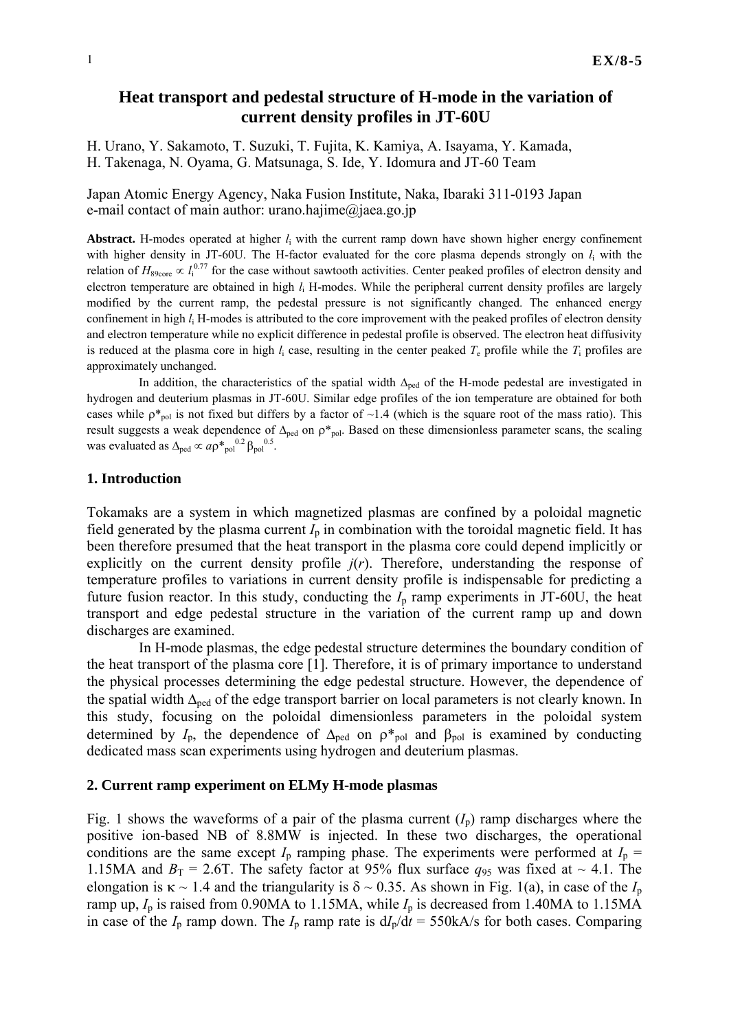# Heat transport and pedestal structure of H-mode in the variation of current density profiles in JT-60U

H. Urano, Y. Sakamoto, T. Suzuki, T. Fujita, K. Kamiya, A. Isayama, Y. Kamada, H. Takenaga, N. Oyama, G. Matsunaga, S. Ide, Y. Idomura and JT-60 Team

Japan Atomic Energy Agency, Naka Fusion Institute, Naka, Ibaraki 311-0193 Japan
e-mail contact of main author: urano.hajime@jaea.go.jp

**Abstract.** H-modes operated at higher $l_i$ with the current ramp down have shown higher energy confinement with higher density in JT-60U. The H-factor evaluated for the core plasma depends strongly on $l_i$ with the relation of $H_{89core} \propto l_i^{0.77}$ for the case without sawtooth activities. Center peaked profiles of electron density and electron temperature are obtained in high $l_i$ H-modes. While the peripheral current density profiles are largely modified by the current ramp, the pedestal pressure is not significantly changed. The enhanced energy confinement in high $l_i$ H-modes is attributed to the core improvement with the peaked profiles of electron density and electron temperature while no explicit difference in pedestal profile is observed. The electron heat diffusivity is reduced at the plasma core in high $l_i$ case, resulting in the center peaked $T_e$ profile while the $T_i$ profiles are approximately unchanged.

In addition, the characteristics of the spatial width $\Delta_{ped}$ of the H-mode pedestal are investigated in hydrogen and deuterium plasmas in JT-60U. Similar edge profiles of the ion temperature are obtained for both cases while $\rho^*_{pol}$ is not fixed but differs by a factor of ~1.4 (which is the square root of the mass ratio). This result suggests a weak dependence of $\Delta_{ped}$ on $\rho^*_{pol}$. Based on these dimensionless parameter scans, the scaling was evaluated as $\Delta_{ped} \propto a\rho^{*0.2}_{pol}\beta_{pol}^{0.5}$.

## 1. Introduction

Tokamaks are a system in which magnetized plasmas are confined by a poloidal magnetic field generated by the plasma current $I_p$ in combination with the toroidal magnetic field. It has been therefore presumed that the heat transport in the plasma core could depend implicitly or explicitly on the current density profile $j(r)$. Therefore, understanding the response of temperature profiles to variations in current density profile is indispensable for predicting a future fusion reactor. In this study, conducting the $I_p$ ramp experiments in JT-60U, the heat transport and edge pedestal structure in the variation of the current ramp up and down discharges are examined.

In H-mode plasmas, the edge pedestal structure determines the boundary condition of the heat transport of the plasma core [1]. Therefore, it is of primary importance to understand the physical processes determining the edge pedestal structure. However, the dependence of the spatial width $\Delta_{ped}$ of the edge transport barrier on local parameters is not clearly known. In this study, focusing on the poloidal dimensionless parameters in the poloidal system determined by $I_p$, the dependence of $\Delta_{ped}$ on $\rho^*_{pol}$ and $\beta_{pol}$ is examined by conducting dedicated mass scan experiments using hydrogen and deuterium plasmas.

## 2. Current ramp experiment on ELMy H-mode plasmas

Fig. 1 shows the waveforms of a pair of the plasma current ($I_p$) ramp discharges where the positive ion-based NB of 8.8MW is injected. In these two discharges, the operational conditions are the same except $I_p$ ramping phase. The experiments were performed at $I_p$ = 1.15MA and $B_T$ = 2.6T. The safety factor at 95% flux surface $q_{95}$ was fixed at ~ 4.1. The elongation is $\kappa$ ~ 1.4 and the triangularity is $\delta$ ~ 0.35. As shown in Fig. 1(a), in case of the $I_p$ ramp up, $I_p$ is raised from 0.90MA to 1.15MA, while $I_p$ is decreased from 1.40MA to 1.15MA in case of the $I_p$ ramp down. The $I_p$ ramp rate is $dI_p/dt$ = 550kA/s for both cases. Comparing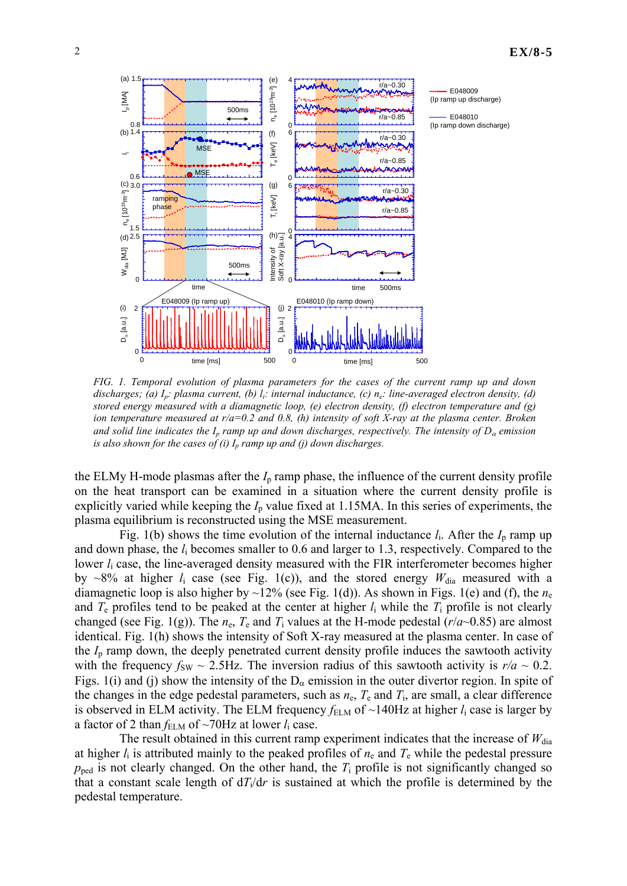*FIG. 1. Temporal evolution of plasma parameters for the cases of the current ramp up and down discharges; (a) $I_p$: plasma current, (b) $l_i$: internal inductance, (c) $n_e$: line-averaged electron density, (d) stored energy measured with a diamagnetic loop, (e) electron density, (f) electron temperature and (g) ion temperature measured at $r/a$=0.2 and 0.8, (h) intensity of soft X-ray at the plasma center. Broken and solid line indicates the $I_p$ ramp up and down discharges, respectively. The intensity of $D_\alpha$ emission is also shown for the cases of (i) $I_p$ ramp up and (j) down discharges.*

the ELMy H-mode plasmas after the $I_p$ ramp phase, the influence of the current density profile on the heat transport can be examined in a situation where the current density profile is explicitly varied while keeping the $I_p$ value fixed at 1.15MA. In this series of experiments, the plasma equilibrium is reconstructed using the MSE measurement.

Fig. 1(b) shows the time evolution of the internal inductance $l_i$. After the $I_p$ ramp up and down phase, the $l_i$ becomes smaller to 0.6 and larger to 1.3, respectively. Compared to the lower $l_i$ case, the line-averaged density measured with the FIR interferometer becomes higher by ~8% at higher $l_i$ case (see Fig. 1(c)), and the stored energy $W_{dia}$ measured with a diamagnetic loop is also higher by ~12% (see Fig. 1(d)). As shown in Figs. 1(e) and (f), the $n_e$ and $T_e$ profiles tend to be peaked at the center at higher $l_i$ while the $T_i$ profile is not clearly changed (see Fig. 1(g)). The $n_e$, $T_e$ and $T_i$ values at the H-mode pedestal ($r/a$~0.85) are almost identical. Fig. 1(h) shows the intensity of Soft X-ray measured at the plasma center. In case of the $I_p$ ramp down, the deeply penetrated current density profile induces the sawtooth activity with the frequency $f_{SW}$ ~ 2.5Hz. The inversion radius of this sawtooth activity is $r/a$ ~ 0.2. Figs. 1(i) and (j) show the intensity of the $D_\alpha$ emission in the outer divertor region. In spite of the changes in the edge pedestal parameters, such as $n_e$, $T_e$ and $T_i$, are small, a clear difference is observed in ELM activity. The ELM frequency $f_{ELM}$ of ~140Hz at higher $l_i$ case is larger by a factor of 2 than $f_{ELM}$ of ~70Hz at lower $l_i$ case.

The result obtained in this current ramp experiment indicates that the increase of $W_{dia}$ at higher $l_i$ is attributed mainly to the peaked profiles of $n_e$ and $T_e$ while the pedestal pressure $p_{ped}$ is not clearly changed. On the other hand, the $T_i$ profile is not significantly changed so that a constant scale length of d$T_i$/d$r$ is sustained at which the profile is determined by the pedestal temperature.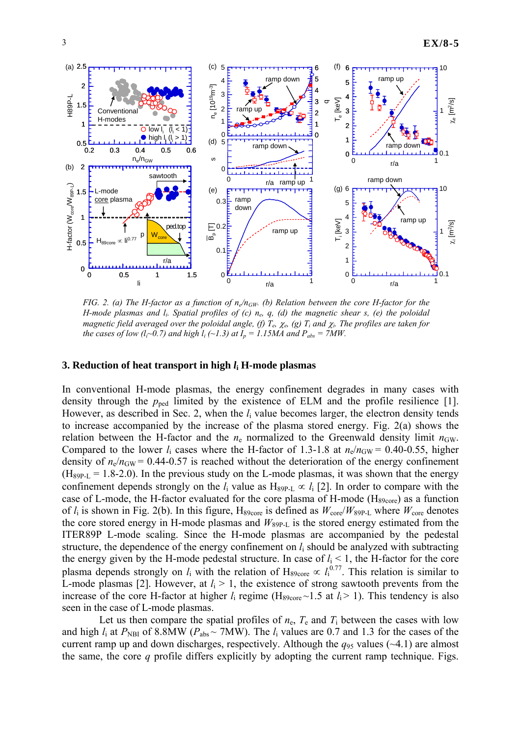*FIG. 2. (a) The H-factor as a function of $n_e/n_{GW}$. (b) Relation between the core H-factor for the H-mode plasmas and $l_i$. Spatial profiles of (c) $n_e$, $q$, (d) the magnetic shear $s$, (e) the poloidal magnetic field averaged over the poloidal angle, (f) $T_e$, $\chi_e$, (g) $T_i$ and $\chi_i$. The profiles are taken for the cases of low ($l_i$~0.7) and high $l_i$ (~1.3) at $I_p$ = 1.15MA and $P_{abs}$ = 7MW.*

### 3. Reduction of heat transport in high $l_i$ H-mode plasmas

In conventional H-mode plasmas, the energy confinement degrades in many cases with density through the $p_{ped}$ limited by the existence of ELM and the profile resilience [1]. However, as described in Sec. 2, when the $l_i$ value becomes larger, the electron density tends to increase accompanied by the increase of the plasma stored energy. Fig. 2(a) shows the relation between the H-factor and the $n_e$ normalized to the Greenwald density limit $n_{GW}$. Compared to the lower $l_i$ cases where the H-factor of 1.3-1.8 at $n_e/n_{GW}$ = 0.40-0.55, higher density of $n_e/n_{GW}$ = 0.44-0.57 is reached without the deterioration of the energy confinement ($H_{89P\text{-}L}$ = 1.8-2.0). In the previous study on the L-mode plasmas, it was shown that the energy confinement depends strongly on the $l_i$ value as $H_{89P\text{-}L} \propto l_i$ [2]. In order to compare with the case of L-mode, the H-factor evaluated for the core plasma of H-mode ($H_{89core}$) as a function of $l_i$ is shown in Fig. 2(b). In this figure, $H_{89core}$ is defined as $W_{core}/W_{89P\text{-}L}$ where $W_{core}$ denotes the core stored energy in H-mode plasmas and $W_{89P\text{-}L}$ is the stored energy estimated from the ITER89P L-mode scaling. Since the H-mode plasmas are accompanied by the pedestal structure, the dependence of the energy confinement on $l_i$ should be analyzed with subtracting the energy given by the H-mode pedestal structure. In case of $l_i$ < 1, the H-factor for the core plasma depends strongly on $l_i$ with the relation of $H_{89core} \propto l_i^{0.77}$. This relation is similar to L-mode plasmas [2]. However, at $l_i$ > 1, the existence of strong sawtooth prevents from the increase of the core H-factor at higher $l_i$ regime ($H_{89core}$~1.5 at $l_i$ > 1). This tendency is also seen in the case of L-mode plasmas.

Let us then compare the spatial profiles of $n_e$, $T_e$ and $T_i$ between the cases with low and high $l_i$ at $P_{NBI}$ of 8.8MW ($P_{abs}$ ~ 7MW). The $l_i$ values are 0.7 and 1.3 for the cases of the current ramp up and down discharges, respectively. Although the $q_{95}$ values (~4.1) are almost the same, the core $q$ profile differs explicitly by adopting the current ramp technique. Figs.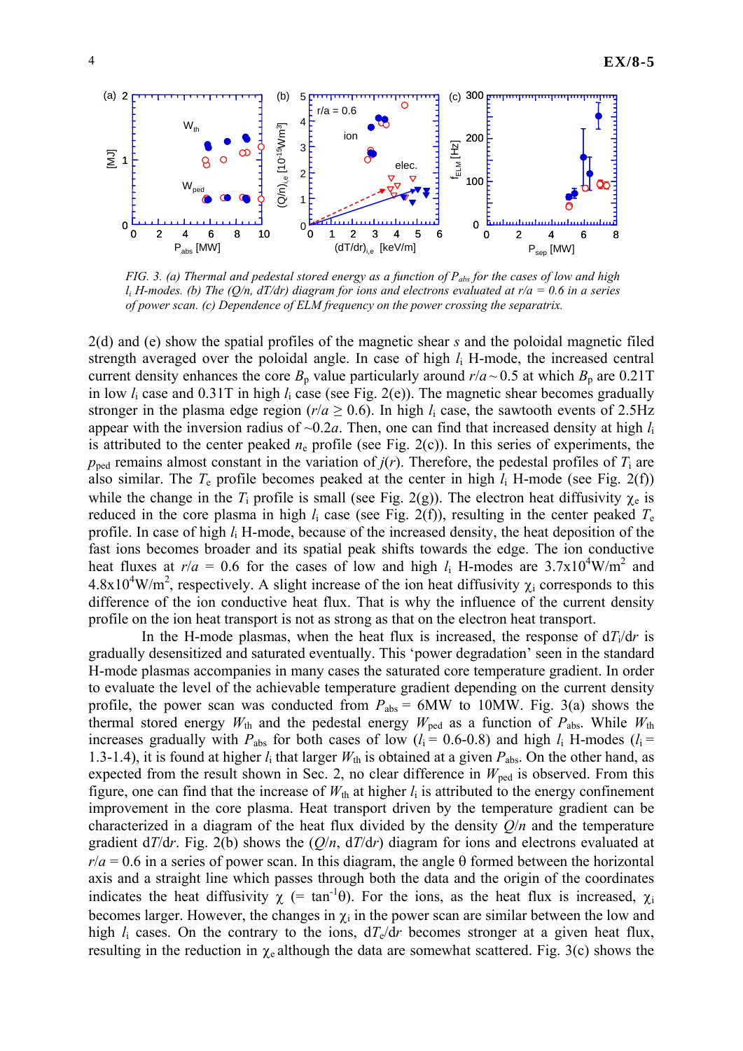*FIG. 3. (a) Thermal and pedestal stored energy as a function of $P_{abs}$ for the cases of low and high $l_i$ H-modes. (b) The (Q/n, dT/dr) diagram for ions and electrons evaluated at r/a = 0.6 in a series of power scan. (c) Dependence of ELM frequency on the power crossing the separatrix.*

2(d) and (e) show the spatial profiles of the magnetic shear $s$ and the poloidal magnetic filed strength averaged over the poloidal angle. In case of high $l_i$ H-mode, the increased central current density enhances the core $B_p$ value particularly around $r/a \sim 0.5$ at which $B_p$ are 0.21T in low $l_i$ case and 0.31T in high $l_i$ case (see Fig. 2(e)). The magnetic shear becomes gradually stronger in the plasma edge region ($r/a \geq 0.6$). In high $l_i$ case, the sawtooth events of 2.5Hz appear with the inversion radius of ~0.2$a$. Then, one can find that increased density at high $l_i$ is attributed to the center peaked $n_e$ profile (see Fig. 2(c)). In this series of experiments, the $p_{ped}$ remains almost constant in the variation of $j(r)$. Therefore, the pedestal profiles of $T_i$ are also similar. The $T_e$ profile becomes peaked at the center in high $l_i$ H-mode (see Fig. 2(f)) while the change in the $T_i$ profile is small (see Fig. 2(g)). The electron heat diffusivity $\chi_e$ is reduced in the core plasma in high $l_i$ case (see Fig. 2(f)), resulting in the center peaked $T_e$ profile. In case of high $l_i$ H-mode, because of the increased density, the heat deposition of the fast ions becomes broader and its spatial peak shifts towards the edge. The ion conductive heat fluxes at $r/a$ = 0.6 for the cases of low and high $l_i$ H-modes are $3.7\text{x}10^4\text{W/m}^2$ and $4.8\text{x}10^4\text{W/m}^2$, respectively. A slight increase of the ion heat diffusivity $\chi_i$ corresponds to this difference of the ion conductive heat flux. That is why the influence of the current density profile on the ion heat transport is not as strong as that on the electron heat transport.

In the H-mode plasmas, when the heat flux is increased, the response of $dT_i/dr$ is gradually desensitized and saturated eventually. This 'power degradation' seen in the standard H-mode plasmas accompanies in many cases the saturated core temperature gradient. In order to evaluate the level of the achievable temperature gradient depending on the current density profile, the power scan was conducted from $P_{abs}$ = 6MW to 10MW. Fig. 3(a) shows the thermal stored energy $W_{th}$ and the pedestal energy $W_{ped}$ as a function of $P_{abs}$. While $W_{th}$ increases gradually with $P_{abs}$ for both cases of low ($l_i$ = 0.6-0.8) and high $l_i$ H-modes ($l_i$ = 1.3-1.4), it is found at higher $l_i$ that larger $W_{th}$ is obtained at a given $P_{abs}$. On the other hand, as expected from the result shown in Sec. 2, no clear difference in $W_{ped}$ is observed. From this figure, one can find that the increase of $W_{th}$ at higher $l_i$ is attributed to the energy confinement improvement in the core plasma. Heat transport driven by the temperature gradient can be characterized in a diagram of the heat flux divided by the density $Q/n$ and the temperature gradient $dT/dr$. Fig. 2(b) shows the ($Q/n$, $dT/dr$) diagram for ions and electrons evaluated at $r/a$ = 0.6 in a series of power scan. In this diagram, the angle θ formed between the horizontal axis and a straight line which passes through both the data and the origin of the coordinates indicates the heat diffusivity χ (= $\tan^{-1}\theta$). For the ions, as the heat flux is increased, $\chi_i$ becomes larger. However, the changes in $\chi_i$ in the power scan are similar between the low and high $l_i$ cases. On the contrary to the ions, $dT_e/dr$ becomes stronger at a given heat flux, resulting in the reduction in $\chi_e$ although the data are somewhat scattered. Fig. 3(c) shows the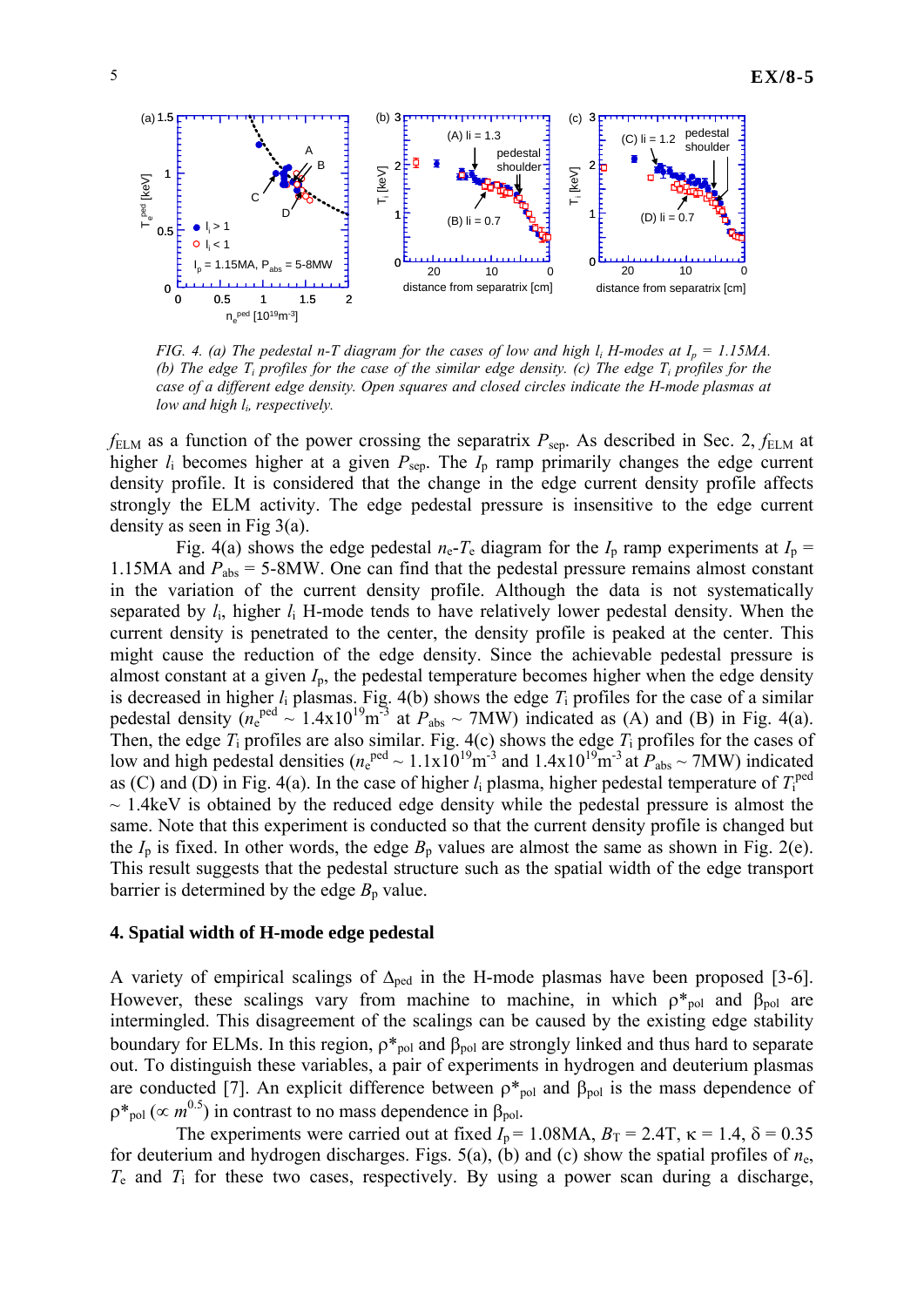FIG. 4. (a) The pedestal n-T diagram for the cases of low and high $l_i$ H-modes at $I_p$ = 1.15MA. (b) The edge $T_i$ profiles for the case of the similar edge density. (c) The edge $T_i$ profiles for the case of a different edge density. Open squares and closed circles indicate the H-mode plasmas at low and high $l_i$, respectively.

$f_{ELM}$ as a function of the power crossing the separatrix $P_{sep}$. As described in Sec. 2, $f_{ELM}$ at higher $l_i$ becomes higher at a given $P_{sep}$. The $I_p$ ramp primarily changes the edge current density profile. It is considered that the change in the edge current density profile affects strongly the ELM activity. The edge pedestal pressure is insensitive to the edge current density as seen in Fig 3(a).

Fig. 4(a) shows the edge pedestal $n_e$-$T_e$ diagram for the $I_p$ ramp experiments at $I_p$ = 1.15MA and $P_{abs}$ = 5-8MW. One can find that the pedestal pressure remains almost constant in the variation of the current density profile. Although the data is not systematically separated by $l_i$, higher $l_i$ H-mode tends to have relatively lower pedestal density. When the current density is penetrated to the center, the density profile is peaked at the center. This might cause the reduction of the edge density. Since the achievable pedestal pressure is almost constant at a given $I_p$, the pedestal temperature becomes higher when the edge density is decreased in higher $l_i$ plasmas. Fig. 4(b) shows the edge $T_i$ profiles for the case of a similar pedestal density ($n_e^{ped}$ ~ 1.4x10$^{19}$m$^{-3}$ at $P_{abs}$ ~ 7MW) indicated as (A) and (B) in Fig. 4(a). Then, the edge $T_i$ profiles are also similar. Fig. 4(c) shows the edge $T_i$ profiles for the cases of low and high pedestal densities ($n_e^{ped}$ ~ 1.1x10$^{19}$m$^{-3}$ and 1.4x10$^{19}$m$^{-3}$ at $P_{abs}$ ~ 7MW) indicated as (C) and (D) in Fig. 4(a). In the case of higher $l_i$ plasma, higher pedestal temperature of $T_i^{ped}$ ~ 1.4keV is obtained by the reduced edge density while the pedestal pressure is almost the same. Note that this experiment is conducted so that the current density profile is changed but the $I_p$ is fixed. In other words, the edge $B_p$ values are almost the same as shown in Fig. 2(e). This result suggests that the pedestal structure such as the spatial width of the edge transport barrier is determined by the edge $B_p$ value.

## 4. Spatial width of H-mode edge pedestal

A variety of empirical scalings of $\Delta_{ped}$ in the H-mode plasmas have been proposed [3-6]. However, these scalings vary from machine to machine, in which $\rho^*_{pol}$ and $\beta_{pol}$ are intermingled. This disagreement of the scalings can be caused by the existing edge stability boundary for ELMs. In this region, $\rho^*_{pol}$ and $\beta_{pol}$ are strongly linked and thus hard to separate out. To distinguish these variables, a pair of experiments in hydrogen and deuterium plasmas are conducted [7]. An explicit difference between $\rho^*_{pol}$ and $\beta_{pol}$ is the mass dependence of $\rho^*_{pol}$ ($\propto m^{0.5}$) in contrast to no mass dependence in $\beta_{pol}$.

The experiments were carried out at fixed $I_p$ = 1.08MA, $B_T$ = 2.4T, $\kappa$ = 1.4, $\delta$ = 0.35 for deuterium and hydrogen discharges. Figs. 5(a), (b) and (c) show the spatial profiles of $n_e$, $T_e$ and $T_i$ for these two cases, respectively. By using a power scan during a discharge,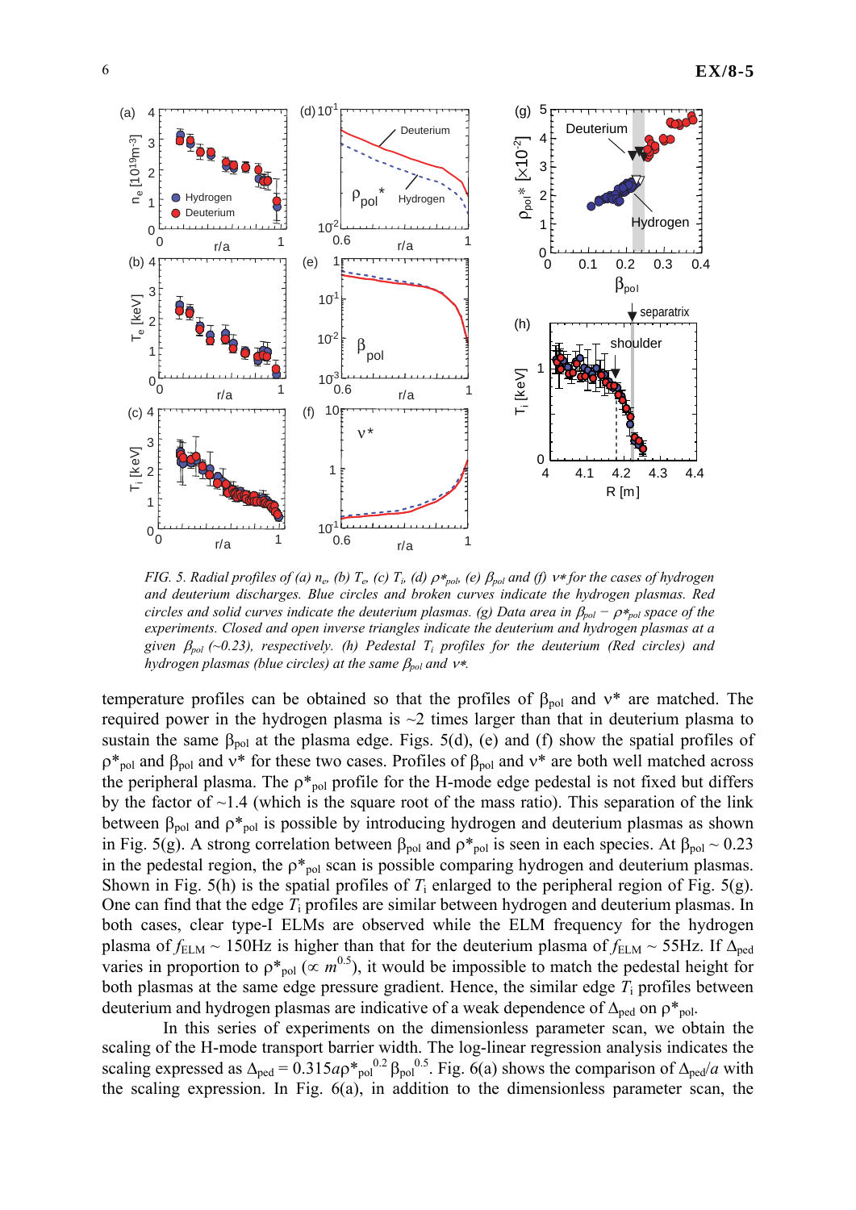*FIG. 5. Radial profiles of (a) $n_e$, (b) $T_e$, (c) $T_i$, (d) $\rho^*_{pol}$, (e) $\beta_{pol}$ and (f) $\nu^*$ for the cases of hydrogen and deuterium discharges. Blue circles and broken curves indicate the hydrogen plasmas. Red circles and solid curves indicate the deuterium plasmas. (g) Data area in $\beta_{pol}$ − $\rho^*_{pol}$ space of the experiments. Closed and open inverse triangles indicate the deuterium and hydrogen plasmas at a given $\beta_{pol}$ (~0.23), respectively. (h) Pedestal $T_i$ profiles for the deuterium (Red circles) and hydrogen plasmas (blue circles) at the same $\beta_{pol}$ and $\nu^*$.*

temperature profiles can be obtained so that the profiles of $\beta_{pol}$ and $\nu^*$ are matched. The required power in the hydrogen plasma is ~2 times larger than that in deuterium plasma to sustain the same $\beta_{pol}$ at the plasma edge. Figs. 5(d), (e) and (f) show the spatial profiles of $\rho^*_{pol}$ and $\beta_{pol}$ and $\nu^*$ for these two cases. Profiles of $\beta_{pol}$ and $\nu^*$ are both well matched across the peripheral plasma. The $\rho^*_{pol}$ profile for the H-mode edge pedestal is not fixed but differs by the factor of ~1.4 (which is the square root of the mass ratio). This separation of the link between $\beta_{pol}$ and $\rho^*_{pol}$ is possible by introducing hydrogen and deuterium plasmas as shown in Fig. 5(g). A strong correlation between $\beta_{pol}$ and $\rho^*_{pol}$ is seen in each species. At $\beta_{pol}$ ~ 0.23 in the pedestal region, the $\rho^*_{pol}$ scan is possible comparing hydrogen and deuterium plasmas. Shown in Fig. 5(h) is the spatial profiles of $T_i$ enlarged to the peripheral region of Fig. 5(g). One can find that the edge $T_i$ profiles are similar between hydrogen and deuterium plasmas. In both cases, clear type-I ELMs are observed while the ELM frequency for the hydrogen plasma of $f_{ELM}$ ~ 150Hz is higher than that for the deuterium plasma of $f_{ELM}$ ~ 55Hz. If $\Delta_{ped}$ varies in proportion to $\rho^*_{pol}$ ($\propto m^{0.5}$), it would be impossible to match the pedestal height for both plasmas at the same edge pressure gradient. Hence, the similar edge $T_i$ profiles between deuterium and hydrogen plasmas are indicative of a weak dependence of $\Delta_{ped}$ on $\rho^*_{pol}$.

In this series of experiments on the dimensionless parameter scan, we obtain the scaling of the H-mode transport barrier width. The log-linear regression analysis indicates the scaling expressed as $\Delta_{ped} = 0.315a\rho^{*\,0.2}_{pol}\,\beta_{pol}^{0.5}$. Fig. 6(a) shows the comparison of $\Delta_{ped}/a$ with the scaling expression. In Fig. 6(a), in addition to the dimensionless parameter scan, the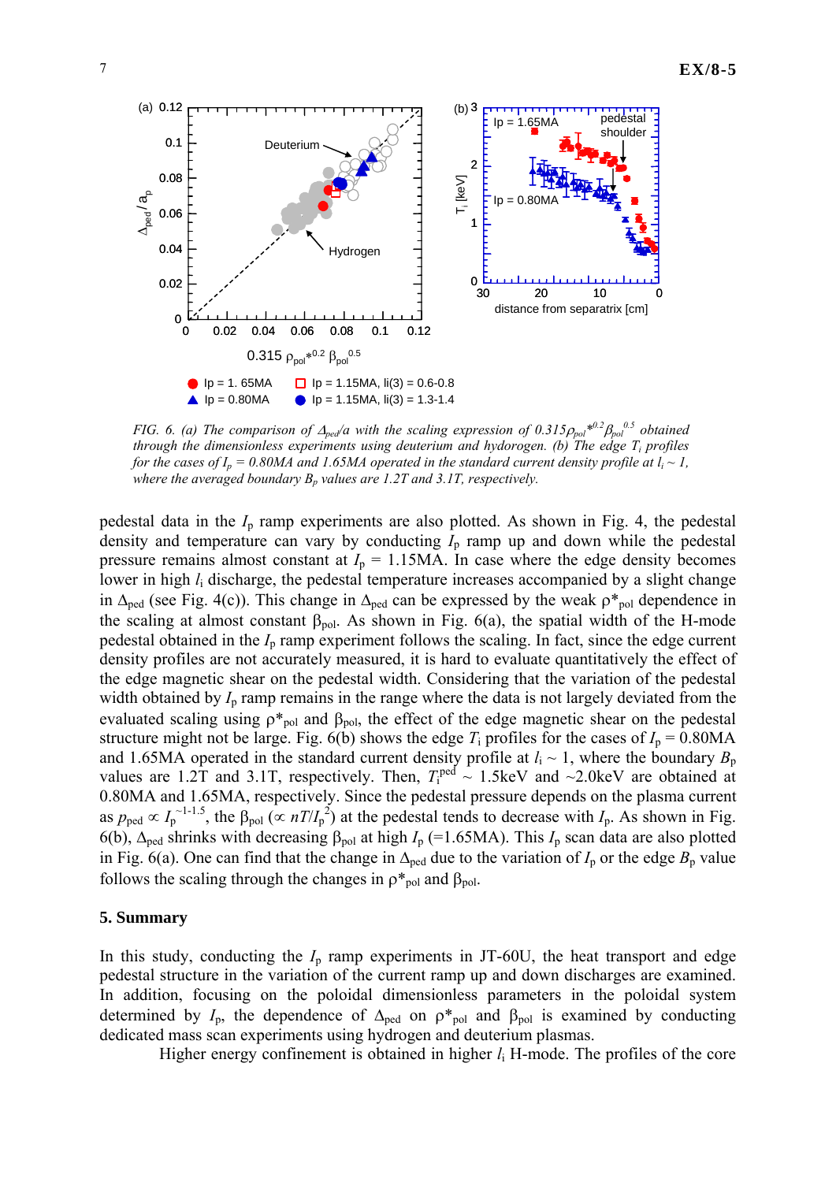*FIG. 6. (a) The comparison of $\Delta_{ped}/a$ with the scaling expression of $0.315\rho_{pol}^{*0.2}\beta_{pol}^{0.5}$ obtained through the dimensionless experiments using deuterium and hydrogen. (b) The edge $T_i$ profiles for the cases of $I_p$ = 0.80MA and 1.65MA operated in the standard current density profile at $l_i \sim 1$, where the averaged boundary $B_p$ values are 1.2T and 3.1T, respectively.*

pedestal data in the $I_p$ ramp experiments are also plotted. As shown in Fig. 4, the pedestal density and temperature can vary by conducting $I_p$ ramp up and down while the pedestal pressure remains almost constant at $I_p$ = 1.15MA. In case where the edge density becomes lower in high $l_i$ discharge, the pedestal temperature increases accompanied by a slight change in $\Delta_{ped}$ (see Fig. 4(c)). This change in $\Delta_{ped}$ can be expressed by the weak $\rho^*_{pol}$ dependence in the scaling at almost constant $\beta_{pol}$. As shown in Fig. 6(a), the spatial width of the H-mode pedestal obtained in the $I_p$ ramp experiment follows the scaling. In fact, since the edge current density profiles are not accurately measured, it is hard to evaluate quantitatively the effect of the edge magnetic shear on the pedestal width. Considering that the variation of the pedestal width obtained by $I_p$ ramp remains in the range where the data is not largely deviated from the evaluated scaling using $\rho^*_{pol}$ and $\beta_{pol}$, the effect of the edge magnetic shear on the pedestal structure might not be large. Fig. 6(b) shows the edge $T_i$ profiles for the cases of $I_p$ = 0.80MA and 1.65MA operated in the standard current density profile at $l_i \sim 1$, where the boundary $B_p$ values are 1.2T and 3.1T, respectively. Then, $T_i^{ped} \sim$ 1.5keV and ~2.0keV are obtained at 0.80MA and 1.65MA, respectively. Since the pedestal pressure depends on the plasma current as $p_{ped} \propto I_p^{\sim 1\text{-}1.5}$, the $\beta_{pol}$ ($\propto nT/I_p^2$) at the pedestal tends to decrease with $I_p$. As shown in Fig. 6(b), $\Delta_{ped}$ shrinks with decreasing $\beta_{pol}$ at high $I_p$ (=1.65MA). This $I_p$ scan data are also plotted in Fig. 6(a). One can find that the change in $\Delta_{ped}$ due to the variation of $I_p$ or the edge $B_p$ value follows the scaling through the changes in $\rho^*_{pol}$ and $\beta_{pol}$.

## 5. Summary

In this study, conducting the $I_p$ ramp experiments in JT-60U, the heat transport and edge pedestal structure in the variation of the current ramp up and down discharges are examined. In addition, focusing on the poloidal dimensionless parameters in the poloidal system determined by $I_p$, the dependence of $\Delta_{ped}$ on $\rho^*_{pol}$ and $\beta_{pol}$ is examined by conducting dedicated mass scan experiments using hydrogen and deuterium plasmas.

Higher energy confinement is obtained in higher $l_i$ H-mode. The profiles of the core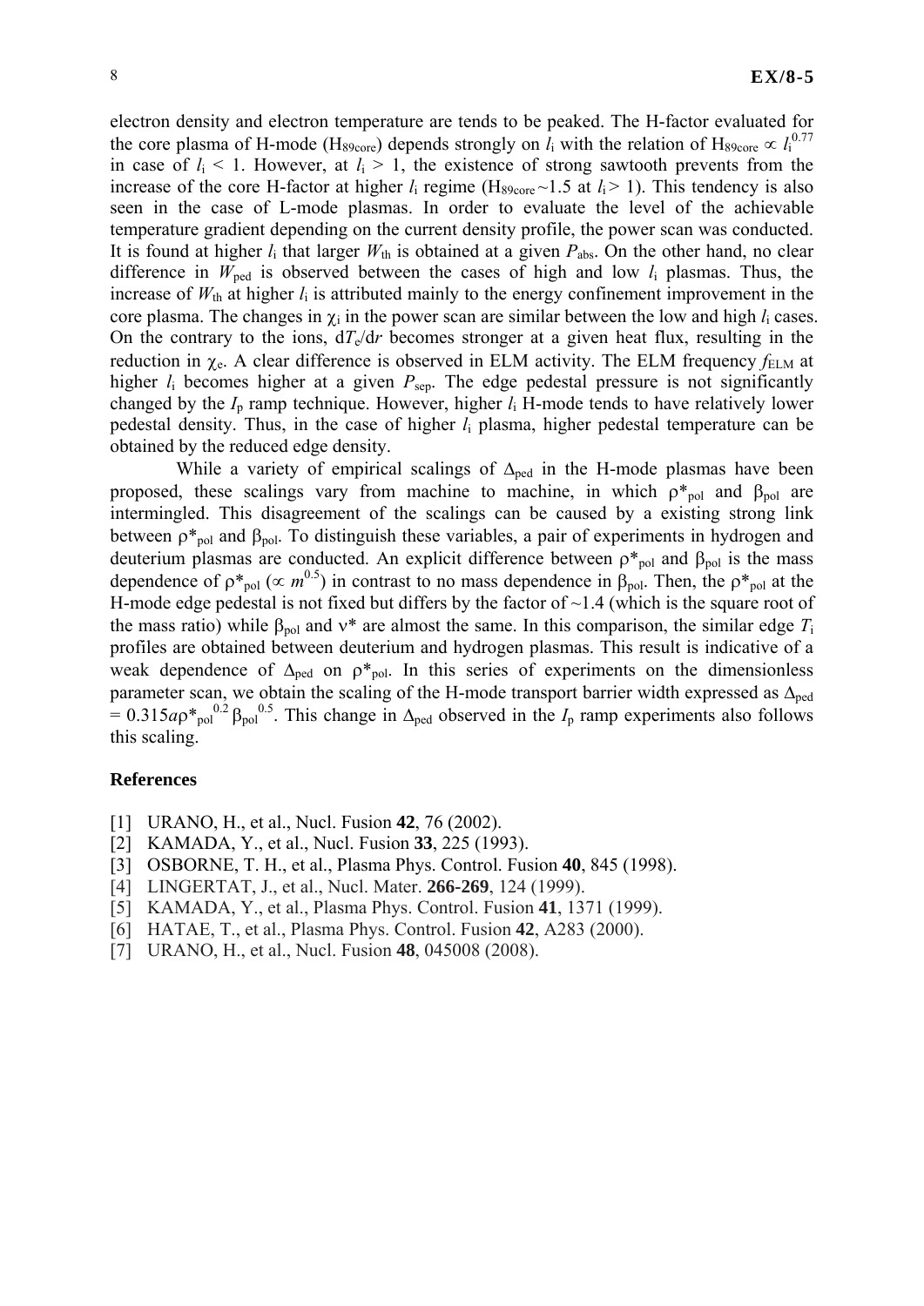electron density and electron temperature are tends to be peaked. The H-factor evaluated for the core plasma of H-mode ($H_{89core}$) depends strongly on $l_i$ with the relation of $H_{89core} \propto l_i^{0.77}$ in case of $l_i < 1$. However, at $l_i > 1$, the existence of strong sawtooth prevents from the increase of the core H-factor at higher $l_i$ regime ($H_{89core}$ ~1.5 at $l_i > 1$). This tendency is also seen in the case of L-mode plasmas. In order to evaluate the level of the achievable temperature gradient depending on the current density profile, the power scan was conducted. It is found at higher $l_i$ that larger $W_{th}$ is obtained at a given $P_{abs}$. On the other hand, no clear difference in $W_{ped}$ is observed between the cases of high and low $l_i$ plasmas. Thus, the increase of $W_{th}$ at higher $l_i$ is attributed mainly to the energy confinement improvement in the core plasma. The changes in $\chi_i$ in the power scan are similar between the low and high $l_i$ cases. On the contrary to the ions, $dT_e/dr$ becomes stronger at a given heat flux, resulting in the reduction in $\chi_e$. A clear difference is observed in ELM activity. The ELM frequency $f_{ELM}$ at higher $l_i$ becomes higher at a given $P_{sep}$. The edge pedestal pressure is not significantly changed by the $I_p$ ramp technique. However, higher $l_i$ H-mode tends to have relatively lower pedestal density. Thus, in the case of higher $l_i$ plasma, higher pedestal temperature can be obtained by the reduced edge density.

While a variety of empirical scalings of $\Delta_{ped}$ in the H-mode plasmas have been proposed, these scalings vary from machine to machine, in which $\rho^*_{pol}$ and $\beta_{pol}$ are intermingled. This disagreement of the scalings can be caused by a existing strong link between $\rho^*_{pol}$ and $\beta_{pol}$. To distinguish these variables, a pair of experiments in hydrogen and deuterium plasmas are conducted. An explicit difference between $\rho^*_{pol}$ and $\beta_{pol}$ is the mass dependence of $\rho^*_{pol}$ ($\propto m^{0.5}$) in contrast to no mass dependence in $\beta_{pol}$. Then, the $\rho^*_{pol}$ at the H-mode edge pedestal is not fixed but differs by the factor of ~1.4 (which is the square root of the mass ratio) while $\beta_{pol}$ and $\nu^*$ are almost the same. In this comparison, the similar edge $T_i$ profiles are obtained between deuterium and hydrogen plasmas. This result is indicative of a weak dependence of $\Delta_{ped}$ on $\rho^*_{pol}$. In this series of experiments on the dimensionless parameter scan, we obtain the scaling of the H-mode transport barrier width expressed as $\Delta_{ped} = 0.315 a \rho^{*\,0.2}_{pol} \beta_{pol}^{0.5}$. This change in $\Delta_{ped}$ observed in the $I_p$ ramp experiments also follows this scaling.

## References

[1] URANO, H., et al., Nucl. Fusion **42**, 76 (2002).
[2] KAMADA, Y., et al., Nucl. Fusion **33**, 225 (1993).
[3] OSBORNE, T. H., et al., Plasma Phys. Control. Fusion **40**, 845 (1998).
[4] LINGERTAT, J., et al., Nucl. Mater. **266-269**, 124 (1999).
[5] KAMADA, Y., et al., Plasma Phys. Control. Fusion **41**, 1371 (1999).
[6] HATAE, T., et al., Plasma Phys. Control. Fusion **42**, A283 (2000).
[7] URANO, H., et al., Nucl. Fusion **48**, 045008 (2008).